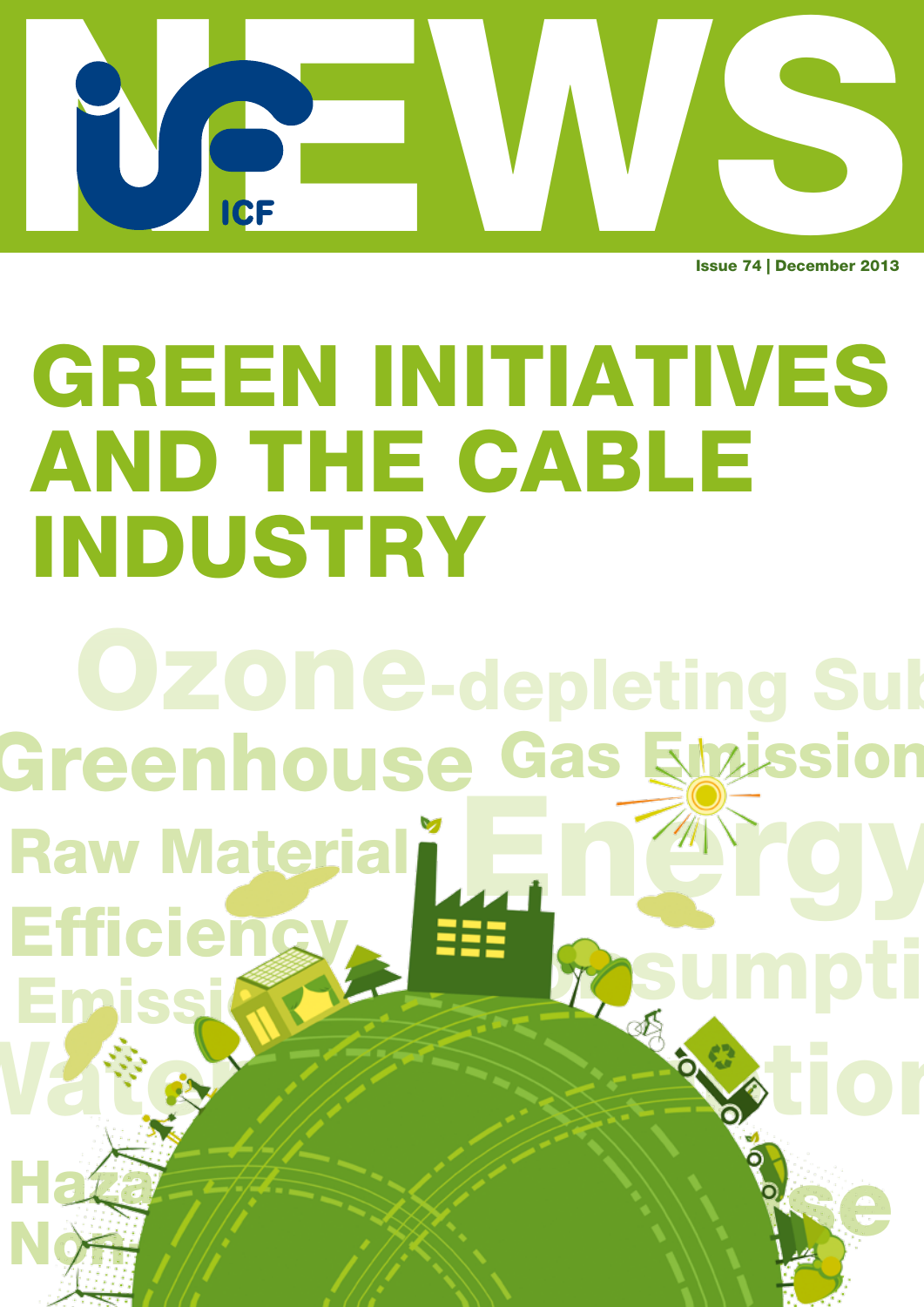# NEWS

ICF

Issue 74 | December 2013

# GREEN INITIATIVES AND THE CABLE INDUSTRY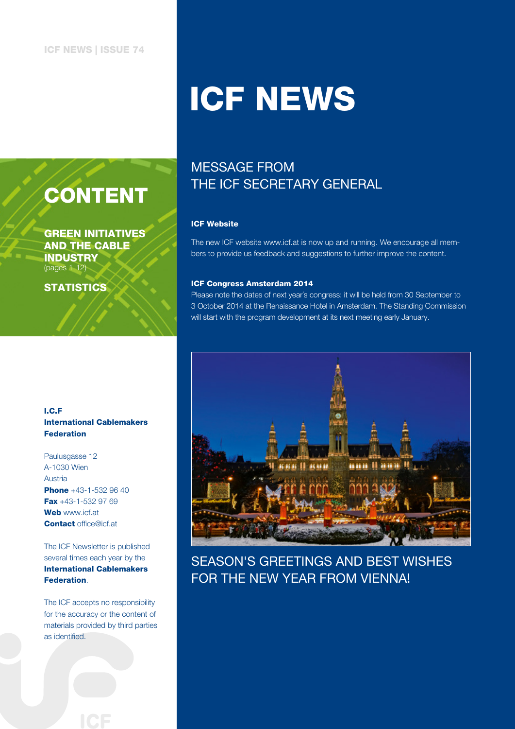# ICF NEWS

## CONTENT

**GREEN INITIATIVES AND THE CABLE INDUSTRY**
(pages 1-12)

**STATISTICS**

## MESSAGE FROM THE ICF SECRETARY GENERAL

**ICF Website**

The new ICF website www.icf.at is now up and running. We encourage all members to provide us feedback and suggestions to further improve the content.

**ICF Congress Amsterdam 2014**

Please note the dates of next year's congress: it will be held from 30 September to 3 October 2014 at the Renaissance Hotel in Amsterdam. The Standing Commission will start with the program development at its next meeting early January.

SEASON'S GREETINGS AND BEST WISHES FOR THE NEW YEAR FROM VIENNA!

**I.C.F**
**International Cablemakers Federation**

Paulusgasse 12
A-1030 Wien
Austria
**Phone** +43-1-532 96 40
**Fax** +43-1-532 97 69
**Web** www.icf.at
**Contact** office@icf.at

The ICF Newsletter is published several times each year by the **International Cablemakers Federation**.

The ICF accepts no responsibility for the accuracy or the content of materials provided by third parties as identified.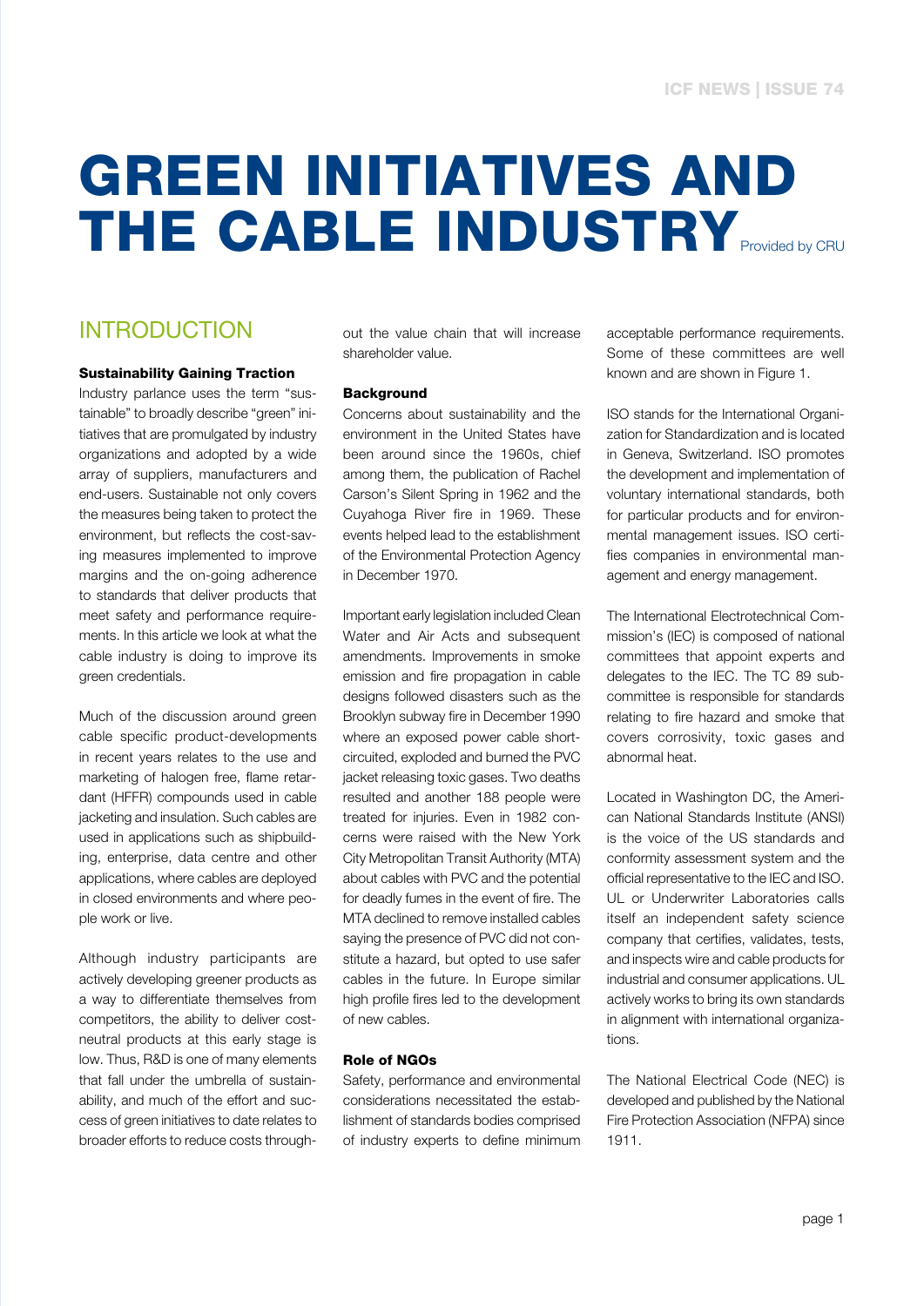# GREEN INITIATIVES AND THE CABLE INDUSTRY

Provided by CRU

## INTRODUCTION

### Sustainability Gaining Traction

Industry parlance uses the term "sustainable" to broadly describe "green" initiatives that are promulgated by industry organizations and adopted by a wide array of suppliers, manufacturers and end-users. Sustainable not only covers the measures being taken to protect the environment, but reflects the cost-saving measures implemented to improve margins and the on-going adherence to standards that deliver products that meet safety and performance requirements. In this article we look at what the cable industry is doing to improve its green credentials.

Much of the discussion around green cable specific product-developments in recent years relates to the use and marketing of halogen free, flame retardant (HFFR) compounds used in cable jacketing and insulation. Such cables are used in applications such as shipbuilding, enterprise, data centre and other applications, where cables are deployed in closed environments and where people work or live.

Although industry participants are actively developing greener products as a way to differentiate themselves from competitors, the ability to deliver cost-neutral products at this early stage is low. Thus, R&D is one of many elements that fall under the umbrella of sustainability, and much of the effort and success of green initiatives to date relates to broader efforts to reduce costs throughout the value chain that will increase shareholder value.

### Background

Concerns about sustainability and the environment in the United States have been around since the 1960s, chief among them, the publication of Rachel Carson's Silent Spring in 1962 and the Cuyahoga River fire in 1969. These events helped lead to the establishment of the Environmental Protection Agency in December 1970.

Important early legislation included Clean Water and Air Acts and subsequent amendments. Improvements in smoke emission and fire propagation in cable designs followed disasters such as the Brooklyn subway fire in December 1990 where an exposed power cable short-circuited, exploded and burned the PVC jacket releasing toxic gases. Two deaths resulted and another 188 people were treated for injuries. Even in 1982 concerns were raised with the New York City Metropolitan Transit Authority (MTA) about cables with PVC and the potential for deadly fumes in the event of fire. The MTA declined to remove installed cables saying the presence of PVC did not constitute a hazard, but opted to use safer cables in the future. In Europe similar high profile fires led to the development of new cables.

### Role of NGOs

Safety, performance and environmental considerations necessitated the establishment of standards bodies comprised of industry experts to define minimum acceptable performance requirements. Some of these committees are well known and are shown in Figure 1.

ISO stands for the International Organization for Standardization and is located in Geneva, Switzerland. ISO promotes the development and implementation of voluntary international standards, both for particular products and for environmental management issues. ISO certifies companies in environmental management and energy management.

The International Electrotechnical Commission's (IEC) is composed of national committees that appoint experts and delegates to the IEC. The TC 89 subcommittee is responsible for standards relating to fire hazard and smoke that covers corrosivity, toxic gases and abnormal heat.

Located in Washington DC, the American National Standards Institute (ANSI) is the voice of the US standards and conformity assessment system and the official representative to the IEC and ISO. UL or Underwriter Laboratories calls itself an independent safety science company that certifies, validates, tests, and inspects wire and cable products for industrial and consumer applications. UL actively works to bring its own standards in alignment with international organizations.

The National Electrical Code (NEC) is developed and published by the National Fire Protection Association (NFPA) since 1911.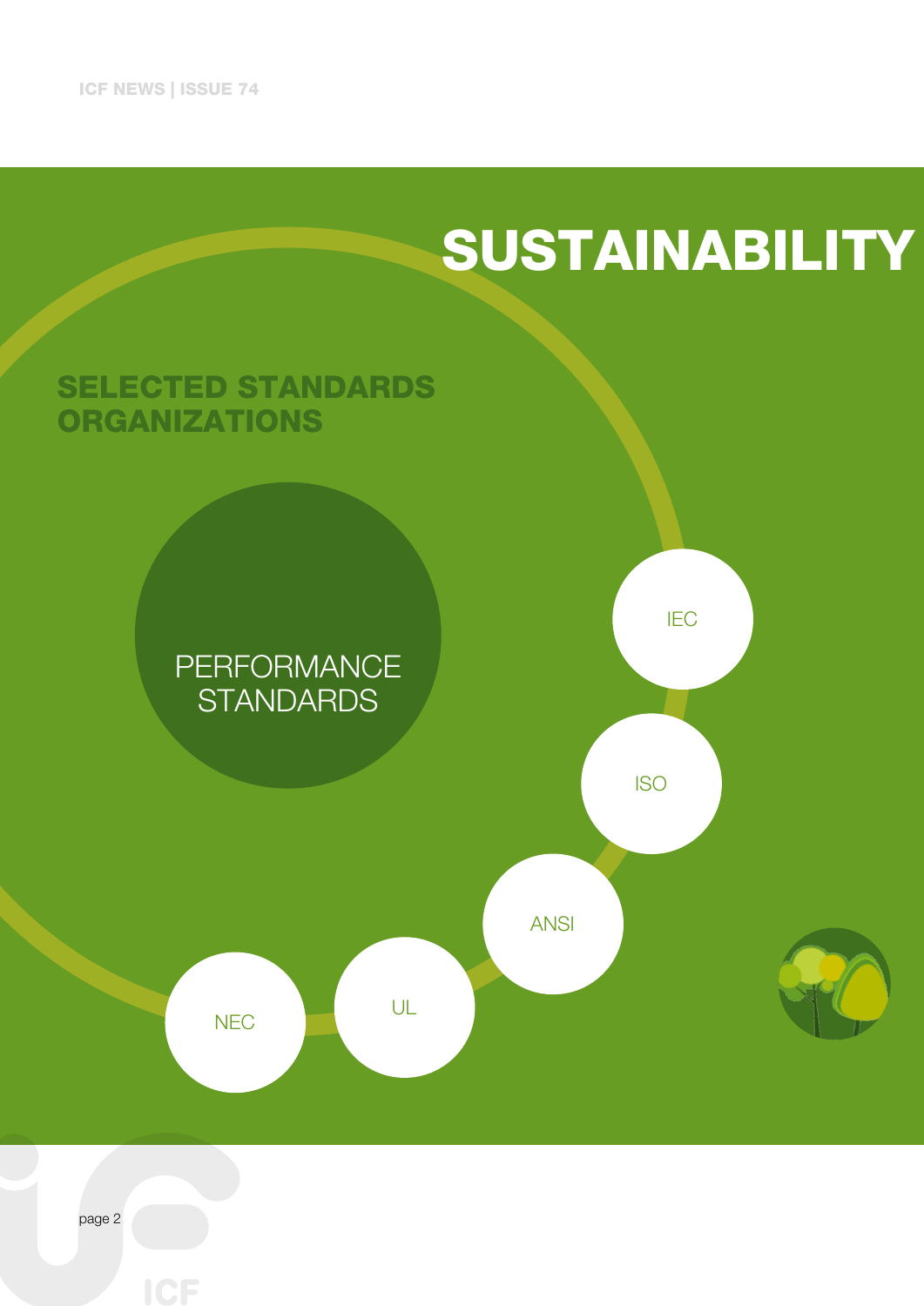# SUSTAINABILITY

## SELECTED STANDARDS ORGANIZATIONS

PERFORMANCE STANDARDS

IEC

ISO

ANSI

UL

NEC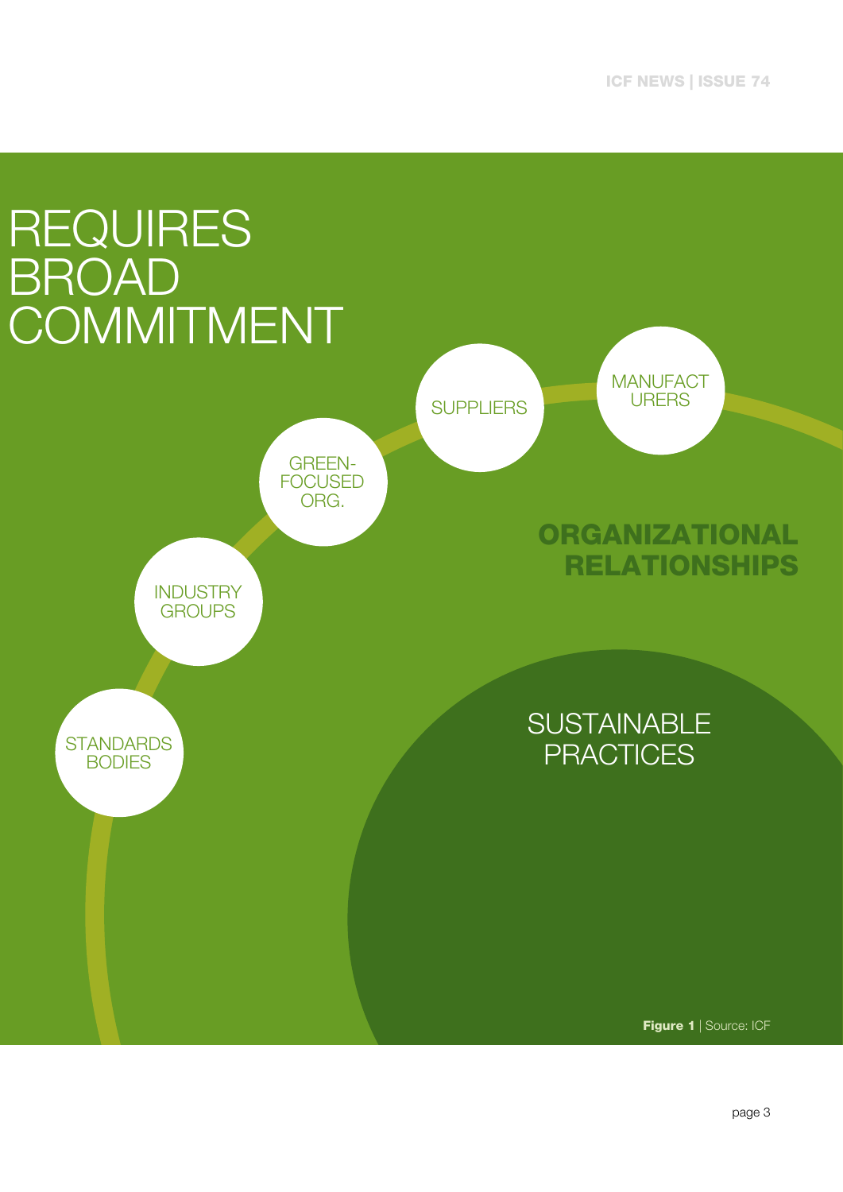# REQUIRES BROAD COMMITMENT

SUPPLIERS

MANUFACTURERS

GREEN-FOCUSED ORG.

INDUSTRY GROUPS

STANDARDS BODIES

**ORGANIZATIONAL RELATIONSHIPS**

SUSTAINABLE PRACTICES

**Figure 1** | Source: ICF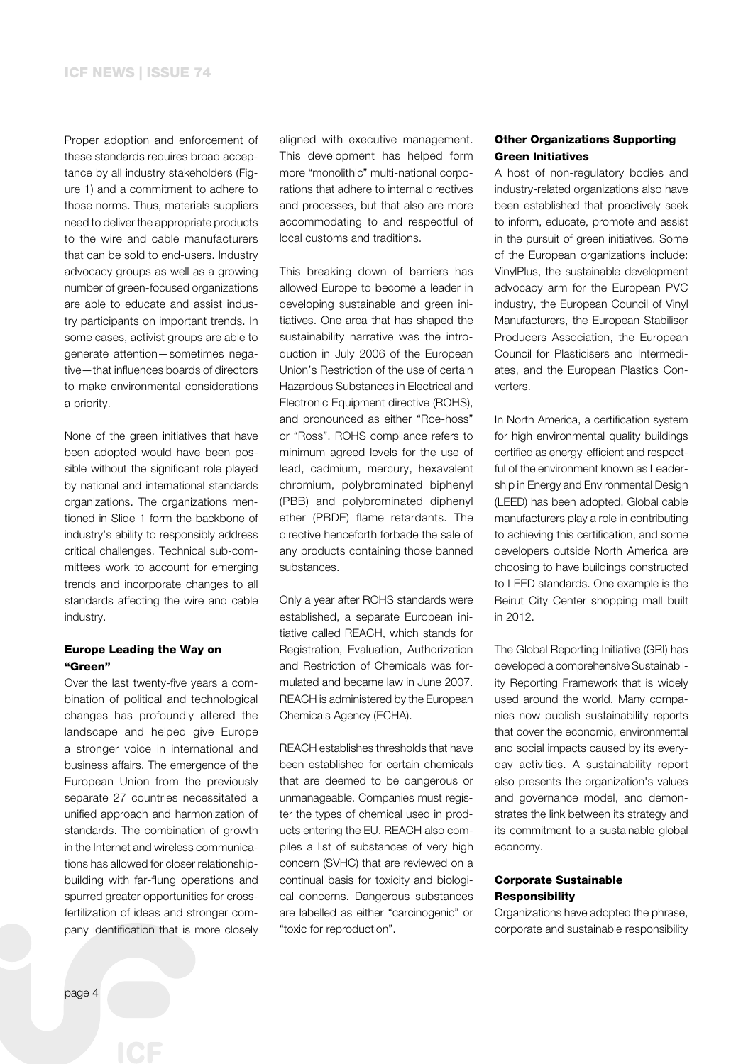Proper adoption and enforcement of these standards requires broad acceptance by all industry stakeholders (Figure 1) and a commitment to adhere to those norms. Thus, materials suppliers need to deliver the appropriate products to the wire and cable manufacturers that can be sold to end-users. Industry advocacy groups as well as a growing number of green-focused organizations are able to educate and assist industry participants on important trends. In some cases, activist groups are able to generate attention—sometimes negative—that influences boards of directors to make environmental considerations a priority.

None of the green initiatives that have been adopted would have been possible without the significant role played by national and international standards organizations. The organizations mentioned in Slide 1 form the backbone of industry's ability to responsibly address critical challenges. Technical sub-committees work to account for emerging trends and incorporate changes to all standards affecting the wire and cable industry.

### Europe Leading the Way on "Green"

Over the last twenty-five years a combination of political and technological changes has profoundly altered the landscape and helped give Europe a stronger voice in international and business affairs. The emergence of the European Union from the previously separate 27 countries necessitated a unified approach and harmonization of standards. The combination of growth in the Internet and wireless communications has allowed for closer relationship-building with far-flung operations and spurred greater opportunities for cross-fertilization of ideas and stronger company identification that is more closely aligned with executive management. This development has helped form more "monolithic" multi-national corporations that adhere to internal directives and processes, but that also are more accommodating to and respectful of local customs and traditions.

This breaking down of barriers has allowed Europe to become a leader in developing sustainable and green initiatives. One area that has shaped the sustainability narrative was the introduction in July 2006 of the European Union's Restriction of the use of certain Hazardous Substances in Electrical and Electronic Equipment directive (ROHS), and pronounced as either "Roe-hoss" or "Ross". ROHS compliance refers to minimum agreed levels for the use of lead, cadmium, mercury, hexavalent chromium, polybrominated biphenyl (PBB) and polybrominated diphenyl ether (PBDE) flame retardants. The directive henceforth forbade the sale of any products containing those banned substances.

Only a year after ROHS standards were established, a separate European initiative called REACH, which stands for Registration, Evaluation, Authorization and Restriction of Chemicals was formulated and became law in June 2007. REACH is administered by the European Chemicals Agency (ECHA).

REACH establishes thresholds that have been established for certain chemicals that are deemed to be dangerous or unmanageable. Companies must register the types of chemical used in products entering the EU. REACH also compiles a list of substances of very high concern (SVHC) that are reviewed on a continual basis for toxicity and biological concerns. Dangerous substances are labelled as either "carcinogenic" or "toxic for reproduction".

### Other Organizations Supporting Green Initiatives

A host of non-regulatory bodies and industry-related organizations also have been established that proactively seek to inform, educate, promote and assist in the pursuit of green initiatives. Some of the European organizations include: VinylPlus, the sustainable development advocacy arm for the European PVC industry, the European Council of Vinyl Manufacturers, the European Stabiliser Producers Association, the European Council for Plasticisers and Intermediates, and the European Plastics Converters.

In North America, a certification system for high environmental quality buildings certified as energy-efficient and respectful of the environment known as Leadership in Energy and Environmental Design (LEED) has been adopted. Global cable manufacturers play a role in contributing to achieving this certification, and some developers outside North America are choosing to have buildings constructed to LEED standards. One example is the Beirut City Center shopping mall built in 2012.

The Global Reporting Initiative (GRI) has developed a comprehensive Sustainability Reporting Framework that is widely used around the world. Many companies now publish sustainability reports that cover the economic, environmental and social impacts caused by its everyday activities. A sustainability report also presents the organization's values and governance model, and demonstrates the link between its strategy and its commitment to a sustainable global economy.

### Corporate Sustainable Responsibility

Organizations have adopted the phrase, corporate and sustainable responsibility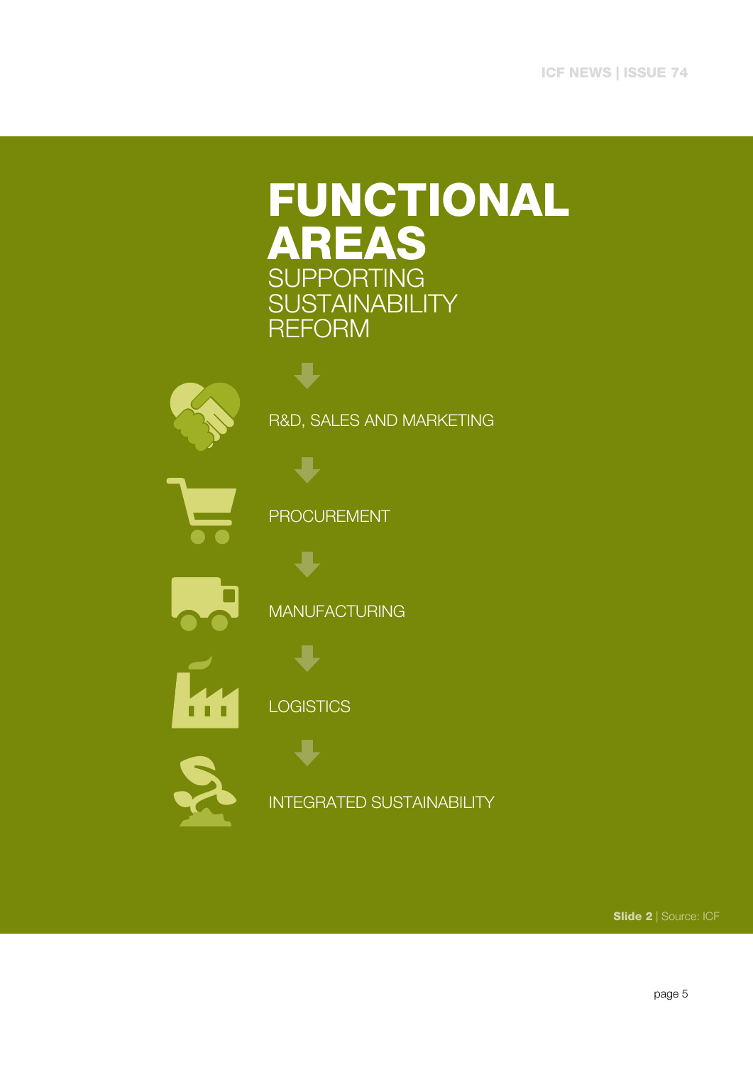# FUNCTIONAL AREAS

## SUPPORTING SUSTAINABILITY REFORM

- R&D, SALES AND MARKETING
- PROCUREMENT
- MANUFACTURING
- LOGISTICS
- INTEGRATED SUSTAINABILITY

**Slide 2** | Source: ICF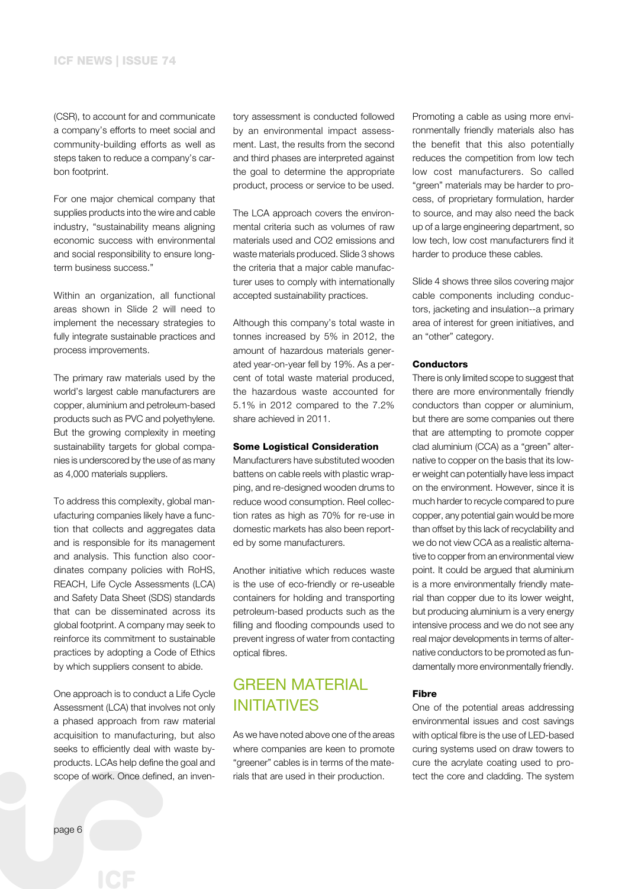(CSR), to account for and communicate a company's efforts to meet social and community-building efforts as well as steps taken to reduce a company's carbon footprint.

For one major chemical company that supplies products into the wire and cable industry, "sustainability means aligning economic success with environmental and social responsibility to ensure long-term business success."

Within an organization, all functional areas shown in Slide 2 will need to implement the necessary strategies to fully integrate sustainable practices and process improvements.

The primary raw materials used by the world's largest cable manufacturers are copper, aluminium and petroleum-based products such as PVC and polyethylene. But the growing complexity in meeting sustainability targets for global companies is underscored by the use of as many as 4,000 materials suppliers.

To address this complexity, global manufacturing companies likely have a function that collects and aggregates data and is responsible for its management and analysis. This function also coordinates company policies with RoHS, REACH, Life Cycle Assessments (LCA) and Safety Data Sheet (SDS) standards that can be disseminated across its global footprint. A company may seek to reinforce its commitment to sustainable practices by adopting a Code of Ethics by which suppliers consent to abide.

One approach is to conduct a Life Cycle Assessment (LCA) that involves not only a phased approach from raw material acquisition to manufacturing, but also seeks to efficiently deal with waste by-products. LCAs help define the goal and scope of work. Once defined, an inventory assessment is conducted followed by an environmental impact assessment. Last, the results from the second and third phases are interpreted against the goal to determine the appropriate product, process or service to be used.

The LCA approach covers the environmental criteria such as volumes of raw materials used and $CO_2$ emissions and waste materials produced. Slide 3 shows the criteria that a major cable manufacturer uses to comply with internationally accepted sustainability practices.

Although this company's total waste in tonnes increased by 5% in 2012, the amount of hazardous materials generated year-on-year fell by 19%. As a percent of total waste material produced, the hazardous waste accounted for 5.1% in 2012 compared to the 7.2% share achieved in 2011.

**Some Logistical Consideration**

Manufacturers have substituted wooden battens on cable reels with plastic wrapping, and re-designed wooden drums to reduce wood consumption. Reel collection rates as high as 70% for re-use in domestic markets has also been reported by some manufacturers.

Another initiative which reduces waste is the use of eco-friendly or re-useable containers for holding and transporting petroleum-based products such as the filling and flooding compounds used to prevent ingress of water from contacting optical fibres.

## GREEN MATERIAL INITIATIVES

As we have noted above one of the areas where companies are keen to promote "greener" cables is in terms of the materials that are used in their production.

Promoting a cable as using more environmentally friendly materials also has the benefit that this also potentially reduces the competition from low tech low cost manufacturers. So called "green" materials may be harder to process, of proprietary formulation, harder to source, and may also need the back up of a large engineering department, so low tech, low cost manufacturers find it harder to produce these cables.

Slide 4 shows three silos covering major cable components including conductors, jacketing and insulation--a primary area of interest for green initiatives, and an "other" category.

**Conductors**

There is only limited scope to suggest that there are more environmentally friendly conductors than copper or aluminium, but there are some companies out there that are attempting to promote copper clad aluminium (CCA) as a "green" alternative to copper on the basis that its lower weight can potentially have less impact on the environment. However, since it is much harder to recycle compared to pure copper, any potential gain would be more than offset by this lack of recyclability and we do not view CCA as a realistic alternative to copper from an environmental view point. It could be argued that aluminium is a more environmentally friendly material than copper due to its lower weight, but producing aluminium is a very energy intensive process and we do not see any real major developments in terms of alternative conductors to be promoted as fundamentally more environmentally friendly.

**Fibre**

One of the potential areas addressing environmental issues and cost savings with optical fibre is the use of LED-based curing systems used on draw towers to cure the acrylate coating used to protect the core and cladding. The system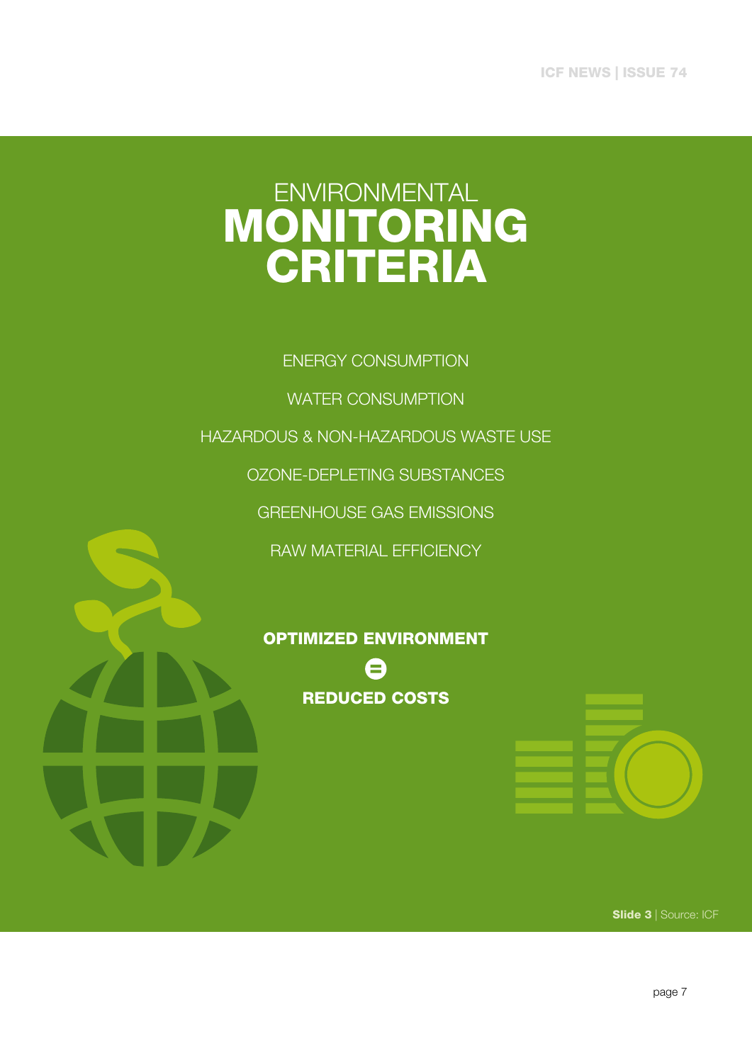# ENVIRONMENTAL MONITORING CRITERIA

ENERGY CONSUMPTION

WATER CONSUMPTION

HAZARDOUS & NON-HAZARDOUS WASTE USE

OZONE-DEPLETING SUBSTANCES

GREENHOUSE GAS EMISSIONS

RAW MATERIAL EFFICIENCY

**OPTIMIZED ENVIRONMENT**

**=**

**REDUCED COSTS**

**Slide 3** | Source: ICF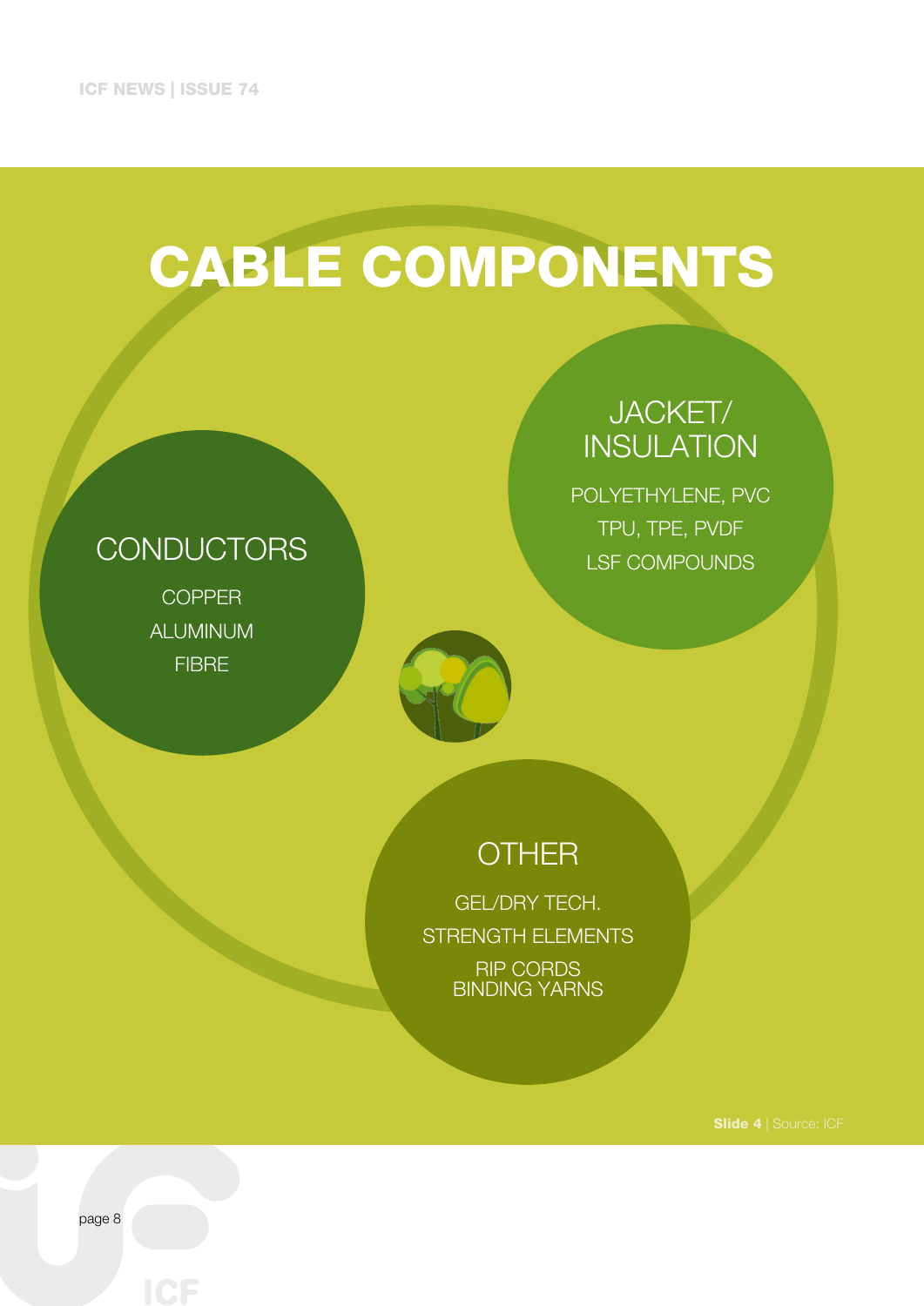# CABLE COMPONENTS

## CONDUCTORS

COPPER
ALUMINUM
FIBRE

## JACKET/ INSULATION

POLYETHYLENE, PVC
TPU, TPE, PVDF
LSF COMPOUNDS

## OTHER

GEL/DRY TECH.
STRENGTH ELEMENTS
RIP CORDS
BINDING YARNS

**Slide 4** | Source: ICF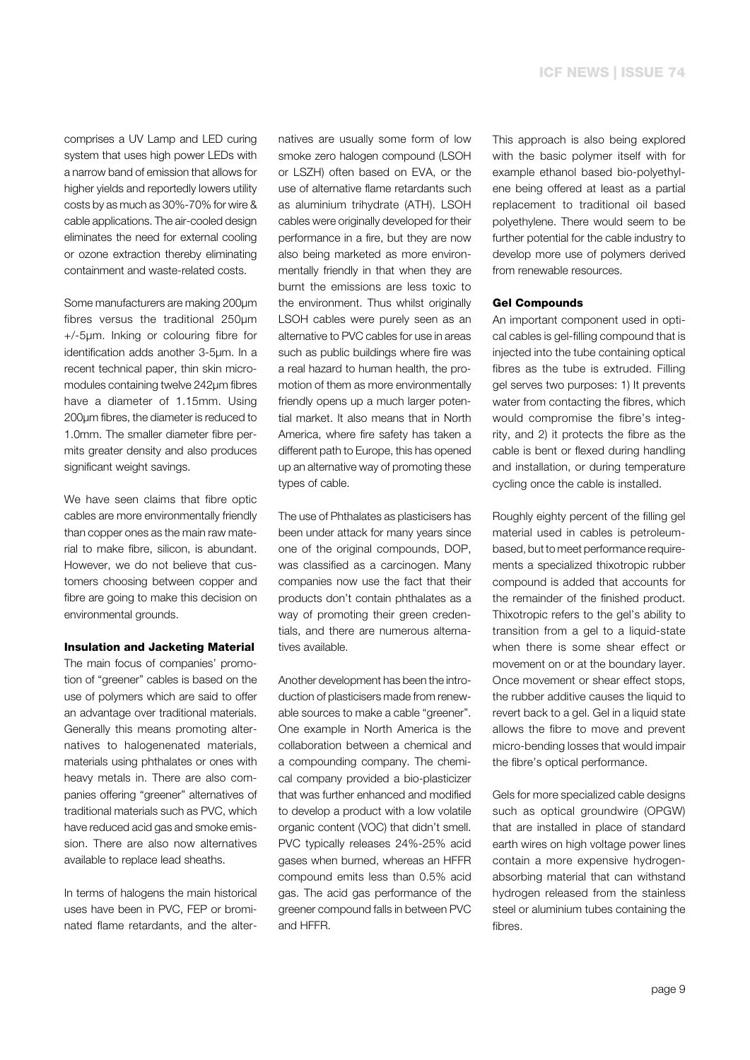comprises a UV Lamp and LED curing system that uses high power LEDs with a narrow band of emission that allows for higher yields and reportedly lowers utility costs by as much as 30%-70% for wire & cable applications. The air-cooled design eliminates the need for external cooling or ozone extraction thereby eliminating containment and waste-related costs.

Some manufacturers are making 200µm fibres versus the traditional 250µm +/-5µm. Inking or colouring fibre for identification adds another 3-5µm. In a recent technical paper, thin skin micromodules containing twelve 242µm fibres have a diameter of 1.15mm. Using 200µm fibres, the diameter is reduced to 1.0mm. The smaller diameter fibre permits greater density and also produces significant weight savings.

We have seen claims that fibre optic cables are more environmentally friendly than copper ones as the main raw material to make fibre, silicon, is abundant. However, we do not believe that customers choosing between copper and fibre are going to make this decision on environmental grounds.

### Insulation and Jacketing Material

The main focus of companies' promotion of "greener" cables is based on the use of polymers which are said to offer an advantage over traditional materials. Generally this means promoting alternatives to halogenenated materials, materials using phthalates or ones with heavy metals in. There are also companies offering "greener" alternatives of traditional materials such as PVC, which have reduced acid gas and smoke emission. There are also now alternatives available to replace lead sheaths.

In terms of halogens the main historical uses have been in PVC, FEP or brominated flame retardants, and the alternatives are usually some form of low smoke zero halogen compound (LSOH or LSZH) often based on EVA, or the use of alternative flame retardants such as aluminium trihydrate (ATH). LSOH cables were originally developed for their performance in a fire, but they are now also being marketed as more environmentally friendly in that when they are burnt the emissions are less toxic to the environment. Thus whilst originally LSOH cables were purely seen as an alternative to PVC cables for use in areas such as public buildings where fire was a real hazard to human health, the promotion of them as more environmentally friendly opens up a much larger potential market. It also means that in North America, where fire safety has taken a different path to Europe, this has opened up an alternative way of promoting these types of cable.

The use of Phthalates as plasticisers has been under attack for many years since one of the original compounds, DOP, was classified as a carcinogen. Many companies now use the fact that their products don't contain phthalates as a way of promoting their green credentials, and there are numerous alternatives available.

Another development has been the introduction of plasticisers made from renewable sources to make a cable "greener". One example in North America is the collaboration between a chemical and a compounding company. The chemical company provided a bio-plasticizer that was further enhanced and modified to develop a product with a low volatile organic content (VOC) that didn't smell. PVC typically releases 24%-25% acid gases when burned, whereas an HFFR compound emits less than 0.5% acid gas. The acid gas performance of the greener compound falls in between PVC and HFFR.

This approach is also being explored with the basic polymer itself with for example ethanol based bio-polyethylene being offered at least as a partial replacement to traditional oil based polyethylene. There would seem to be further potential for the cable industry to develop more use of polymers derived from renewable resources.

### Gel Compounds

An important component used in optical cables is gel-filling compound that is injected into the tube containing optical fibres as the tube is extruded. Filling gel serves two purposes: 1) It prevents water from contacting the fibres, which would compromise the fibre's integrity, and 2) it protects the fibre as the cable is bent or flexed during handling and installation, or during temperature cycling once the cable is installed.

Roughly eighty percent of the filling gel material used in cables is petroleum-based, but to meet performance requirements a specialized thixotropic rubber compound is added that accounts for the remainder of the finished product. Thixotropic refers to the gel's ability to transition from a gel to a liquid-state when there is some shear effect or movement on or at the boundary layer. Once movement or shear effect stops, the rubber additive causes the liquid to revert back to a gel. Gel in a liquid state allows the fibre to move and prevent micro-bending losses that would impair the fibre's optical performance.

Gels for more specialized cable designs such as optical groundwire (OPGW) that are installed in place of standard earth wires on high voltage power lines contain a more expensive hydrogen-absorbing material that can withstand hydrogen released from the stainless steel or aluminium tubes containing the fibres.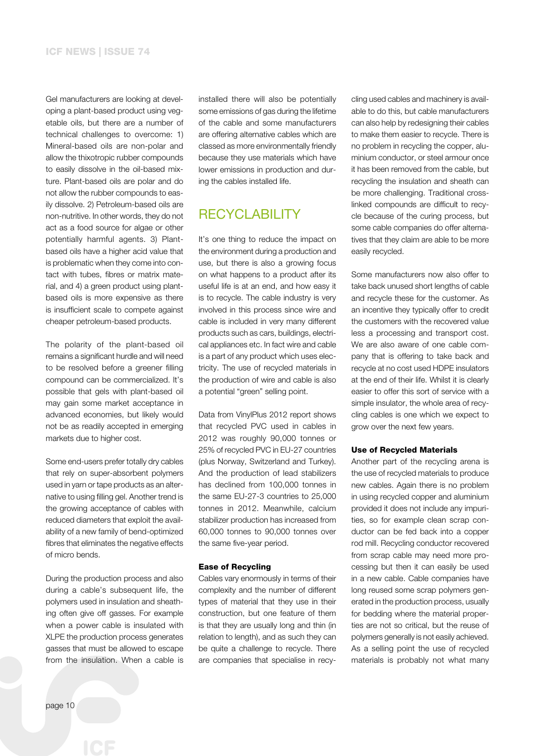Gel manufacturers are looking at developing a plant-based product using vegetable oils, but there are a number of technical challenges to overcome: 1) Mineral-based oils are non-polar and allow the thixotropic rubber compounds to easily dissolve in the oil-based mixture. Plant-based oils are polar and do not allow the rubber compounds to easily dissolve. 2) Petroleum-based oils are non-nutritive. In other words, they do not act as a food source for algae or other potentially harmful agents. 3) Plant-based oils have a higher acid value that is problematic when they come into contact with tubes, fibres or matrix material, and 4) a green product using plant-based oils is more expensive as there is insufficient scale to compete against cheaper petroleum-based products.

The polarity of the plant-based oil remains a significant hurdle and will need to be resolved before a greener filling compound can be commercialized. It's possible that gels with plant-based oil may gain some market acceptance in advanced economies, but likely would not be as readily accepted in emerging markets due to higher cost.

Some end-users prefer totally dry cables that rely on super-absorbent polymers used in yarn or tape products as an alternative to using filling gel. Another trend is the growing acceptance of cables with reduced diameters that exploit the availability of a new family of bend-optimized fibres that eliminates the negative effects of micro bends.

During the production process and also during a cable's subsequent life, the polymers used in insulation and sheathing often give off gasses. For example when a power cable is insulated with XLPE the production process generates gasses that must be allowed to escape from the insulation. When a cable is installed there will also be potentially some emissions of gas during the lifetime of the cable and some manufacturers are offering alternative cables which are classed as more environmentally friendly because they use materials which have lower emissions in production and during the cables installed life.

## RECYCLABILITY

It's one thing to reduce the impact on the environment during a production and use, but there is also a growing focus on what happens to a product after its useful life is at an end, and how easy it is to recycle. The cable industry is very involved in this process since wire and cable is included in very many different products such as cars, buildings, electrical appliances etc. In fact wire and cable is a part of any product which uses electricity. The use of recycled materials in the production of wire and cable is also a potential "green" selling point.

Data from VinylPlus 2012 report shows that recycled PVC used in cables in 2012 was roughly 90,000 tonnes or 25% of recycled PVC in EU-27 countries (plus Norway, Switzerland and Turkey). And the production of lead stabilizers has declined from 100,000 tonnes in the same EU-27-3 countries to 25,000 tonnes in 2012. Meanwhile, calcium stabilizer production has increased from 60,000 tonnes to 90,000 tonnes over the same five-year period.

### Ease of Recycling

Cables vary enormously in terms of their complexity and the number of different types of material that they use in their construction, but one feature of them is that they are usually long and thin (in relation to length), and as such they can be quite a challenge to recycle. There are companies that specialise in recycling used cables and machinery is available to do this, but cable manufacturers can also help by redesigning their cables to make them easier to recycle. There is no problem in recycling the copper, aluminium conductor, or steel armour once it has been removed from the cable, but recycling the insulation and sheath can be more challenging. Traditional cross-linked compounds are difficult to recycle because of the curing process, but some cable companies do offer alternatives that they claim are able to be more easily recycled.

Some manufacturers now also offer to take back unused short lengths of cable and recycle these for the customer. As an incentive they typically offer to credit the customers with the recovered value less a processing and transport cost. We are also aware of one cable company that is offering to take back and recycle at no cost used HDPE insulators at the end of their life. Whilst it is clearly easier to offer this sort of service with a simple insulator, the whole area of recycling cables is one which we expect to grow over the next few years.

### Use of Recycled Materials

Another part of the recycling arena is the use of recycled materials to produce new cables. Again there is no problem in using recycled copper and aluminium provided it does not include any impurities, so for example clean scrap conductor can be fed back into a copper rod mill. Recycling conductor recovered from scrap cable may need more processing but then it can easily be used in a new cable. Cable companies have long reused some scrap polymers generated in the production process, usually for bedding where the material properties are not so critical, but the reuse of polymers generally is not easily achieved. As a selling point the use of recycled materials is probably not what many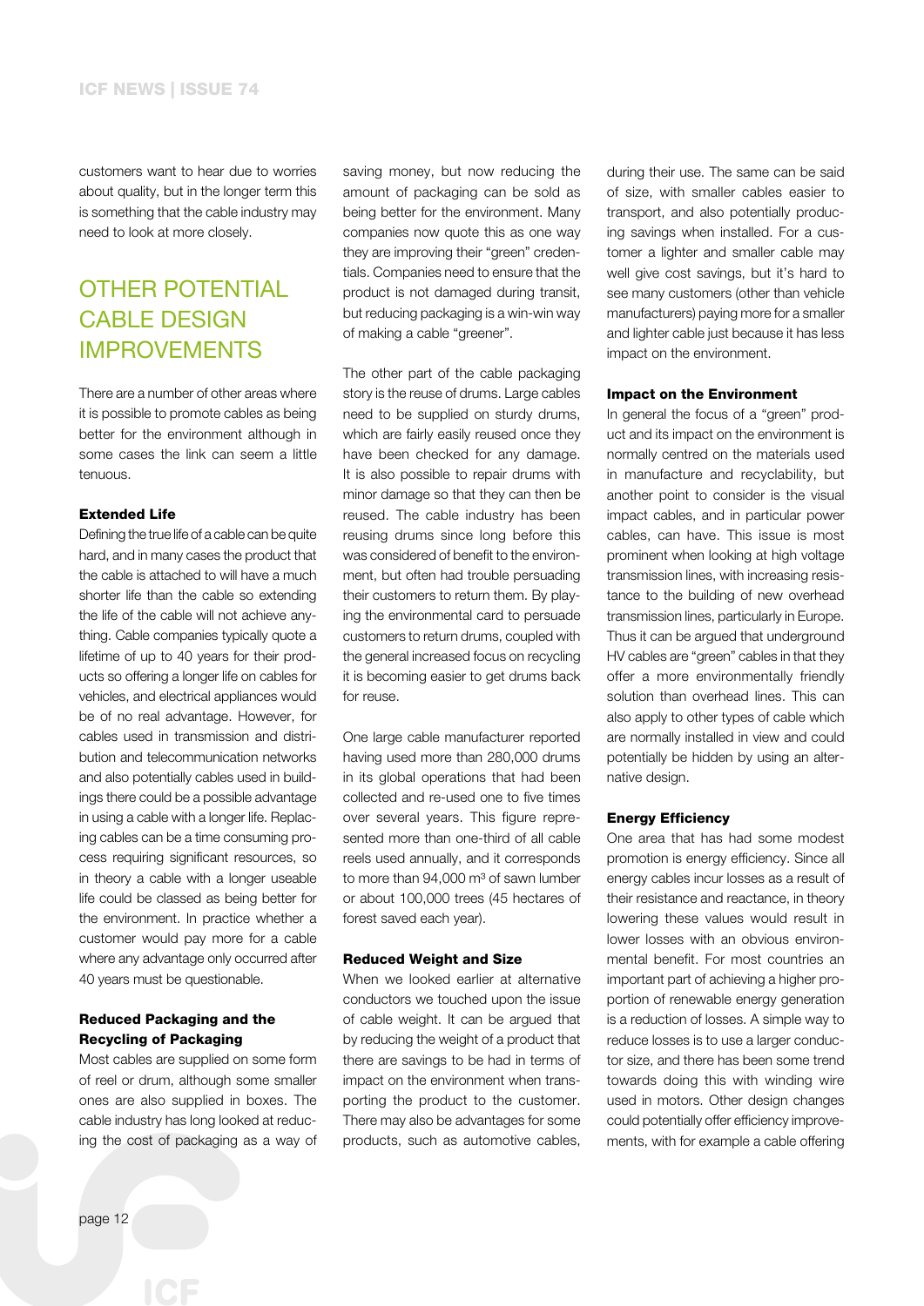customers want to hear due to worries about quality, but in the longer term this is something that the cable industry may need to look at more closely.

## OTHER POTENTIAL CABLE DESIGN IMPROVEMENTS

There are a number of other areas where it is possible to promote cables as being better for the environment although in some cases the link can seem a little tenuous.

### Extended Life

Defining the true life of a cable can be quite hard, and in many cases the product that the cable is attached to will have a much shorter life than the cable so extending the life of the cable will not achieve anything. Cable companies typically quote a lifetime of up to 40 years for their products so offering a longer life on cables for vehicles, and electrical appliances would be of no real advantage. However, for cables used in transmission and distribution and telecommunication networks and also potentially cables used in buildings there could be a possible advantage in using a cable with a longer life. Replacing cables can be a time consuming process requiring significant resources, so in theory a cable with a longer useable life could be classed as being better for the environment. In practice whether a customer would pay more for a cable where any advantage only occurred after 40 years must be questionable.

### Reduced Packaging and the Recycling of Packaging

Most cables are supplied on some form of reel or drum, although some smaller ones are also supplied in boxes. The cable industry has long looked at reducing the cost of packaging as a way of saving money, but now reducing the amount of packaging can be sold as being better for the environment. Many companies now quote this as one way they are improving their "green" credentials. Companies need to ensure that the product is not damaged during transit, but reducing packaging is a win-win way of making a cable "greener".

The other part of the cable packaging story is the reuse of drums. Large cables need to be supplied on sturdy drums, which are fairly easily reused once they have been checked for any damage. It is also possible to repair drums with minor damage so that they can then be reused. The cable industry has been reusing drums since long before this was considered of benefit to the environment, but often had trouble persuading their customers to return them. By playing the environmental card to persuade customers to return drums, coupled with the general increased focus on recycling it is becoming easier to get drums back for reuse.

One large cable manufacturer reported having used more than 280,000 drums in its global operations that had been collected and re-used one to five times over several years. This figure represented more than one-third of all cable reels used annually, and it corresponds to more than 94,000 m³ of sawn lumber or about 100,000 trees (45 hectares of forest saved each year).

### Reduced Weight and Size

When we looked earlier at alternative conductors we touched upon the issue of cable weight. It can be argued that by reducing the weight of a product that there are savings to be had in terms of impact on the environment when transporting the product to the customer. There may also be advantages for some products, such as automotive cables, during their use. The same can be said of size, with smaller cables easier to transport, and also potentially producing savings when installed. For a customer a lighter and smaller cable may well give cost savings, but it's hard to see many customers (other than vehicle manufacturers) paying more for a smaller and lighter cable just because it has less impact on the environment.

### Impact on the Environment

In general the focus of a "green" product and its impact on the environment is normally centred on the materials used in manufacture and recyclability, but another point to consider is the visual impact cables, and in particular power cables, can have. This issue is most prominent when looking at high voltage transmission lines, with increasing resistance to the building of new overhead transmission lines, particularly in Europe. Thus it can be argued that underground HV cables are "green" cables in that they offer a more environmentally friendly solution than overhead lines. This can also apply to other types of cable which are normally installed in view and could potentially be hidden by using an alternative design.

### Energy Efficiency

One area that has had some modest promotion is energy efficiency. Since all energy cables incur losses as a result of their resistance and reactance, in theory lowering these values would result in lower losses with an obvious environmental benefit. For most countries an important part of achieving a higher proportion of renewable energy generation is a reduction of losses. A simple way to reduce losses is to use a larger conductor size, and there has been some trend towards doing this with winding wire used in motors. Other design changes could potentially offer efficiency improvements, with for example a cable offering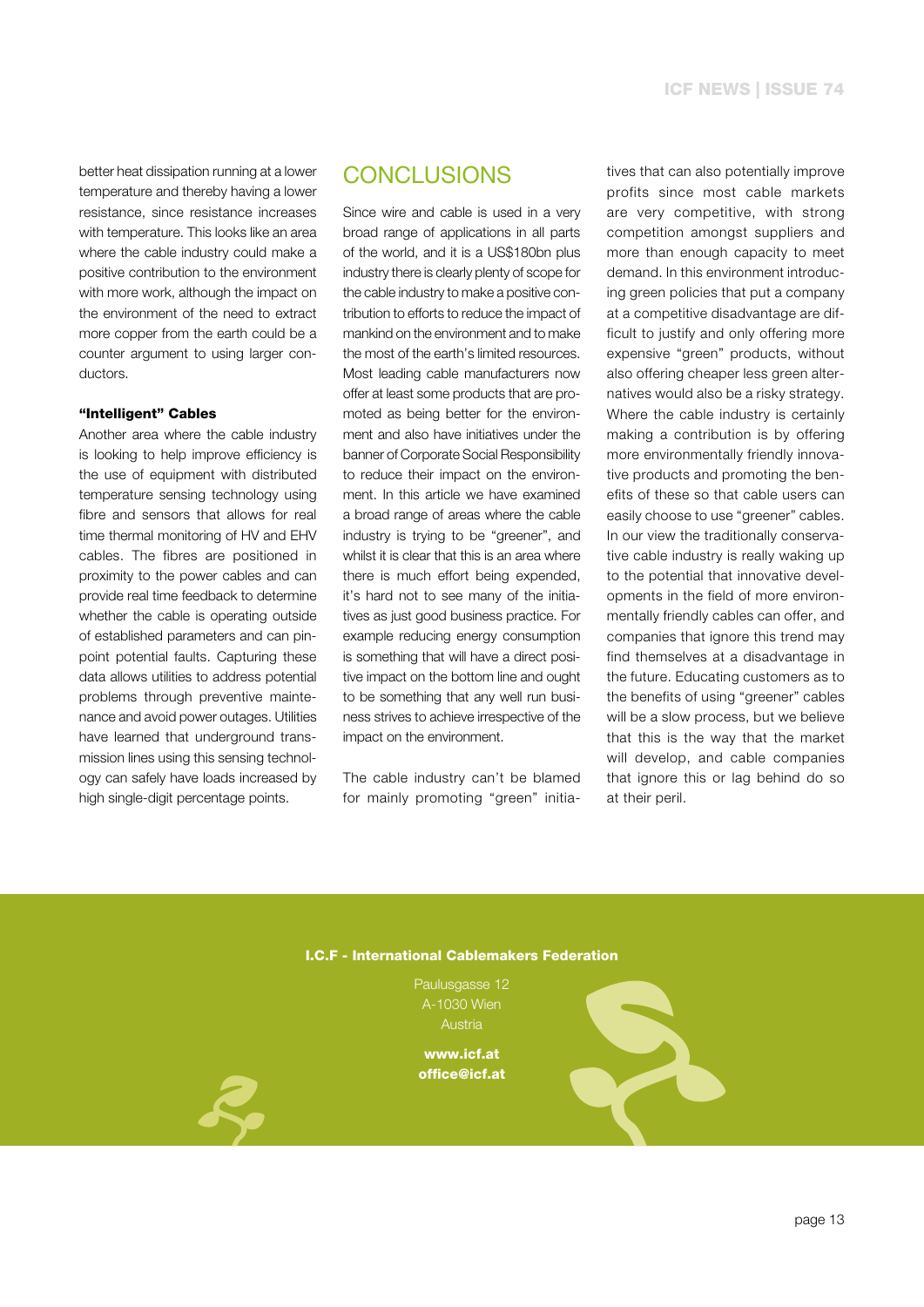better heat dissipation running at a lower temperature and thereby having a lower resistance, since resistance increases with temperature. This looks like an area where the cable industry could make a positive contribution to the environment with more work, although the impact on the environment of the need to extract more copper from the earth could be a counter argument to using larger conductors.

#### "Intelligent" Cables

Another area where the cable industry is looking to help improve efficiency is the use of equipment with distributed temperature sensing technology using fibre and sensors that allows for real time thermal monitoring of HV and EHV cables. The fibres are positioned in proximity to the power cables and can provide real time feedback to determine whether the cable is operating outside of established parameters and can pinpoint potential faults. Capturing these data allows utilities to address potential problems through preventive maintenance and avoid power outages. Utilities have learned that underground transmission lines using this sensing technology can safely have loads increased by high single-digit percentage points.

## CONCLUSIONS

Since wire and cable is used in a very broad range of applications in all parts of the world, and it is a US$180bn plus industry there is clearly plenty of scope for the cable industry to make a positive contribution to efforts to reduce the impact of mankind on the environment and to make the most of the earth's limited resources. Most leading cable manufacturers now offer at least some products that are promoted as being better for the environment and also have initiatives under the banner of Corporate Social Responsibility to reduce their impact on the environment. In this article we have examined a broad range of areas where the cable industry is trying to be "greener", and whilst it is clear that this is an area where there is much effort being expended, it's hard not to see many of the initiatives as just good business practice. For example reducing energy consumption is something that will have a direct positive impact on the bottom line and ought to be something that any well run business strives to achieve irrespective of the impact on the environment.

The cable industry can't be blamed for mainly promoting "green" initiatives that can also potentially improve profits since most cable markets are very competitive, with strong competition amongst suppliers and more than enough capacity to meet demand. In this environment introducing green policies that put a company at a competitive disadvantage are difficult to justify and only offering more expensive "green" products, without also offering cheaper less green alternatives would also be a risky strategy. Where the cable industry is certainly making a contribution is by offering more environmentally friendly innovative products and promoting the benefits of these so that cable users can easily choose to use "greener" cables. In our view the traditionally conservative cable industry is really waking up to the potential that innovative developments in the field of more environmentally friendly cables can offer, and companies that ignore this trend may find themselves at a disadvantage in the future. Educating customers as to the benefits of using "greener" cables will be a slow process, but we believe that this is the way that the market will develop, and cable companies that ignore this or lag behind do so at their peril.

**I.C.F - International Cablemakers Federation**

Paulusgasse 12
A-1030 Wien
Austria

**www.icf.at**
**office@icf.at**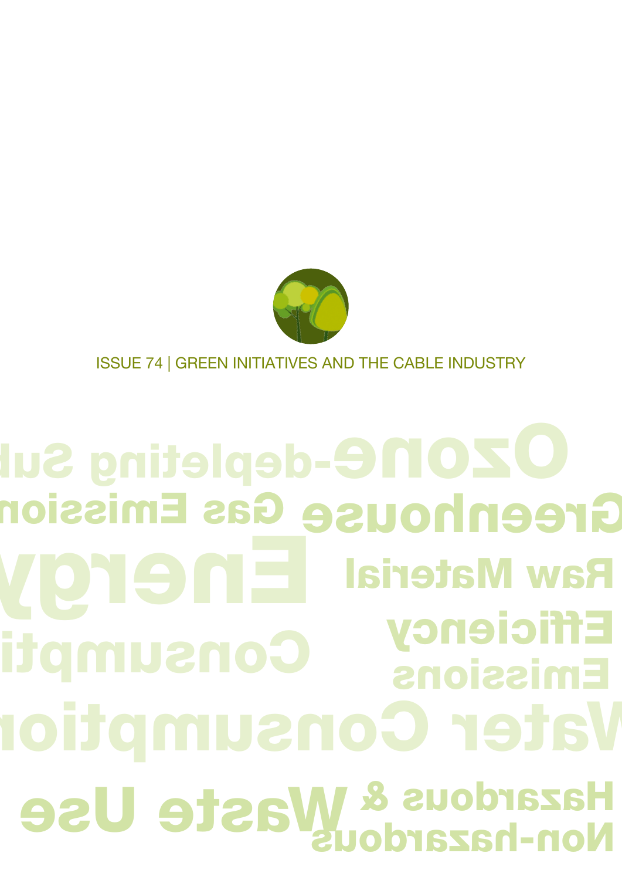ISSUE 74 | GREEN INITIATIVES AND THE CABLE INDUSTRY

Ozone-depleting Substances
Greenhouse Gas Emissions
Energy
Raw Material
Efficiency
Consumption
Emissions
Water Consumption
Waste Use
Hazardous &
Non-hazardous